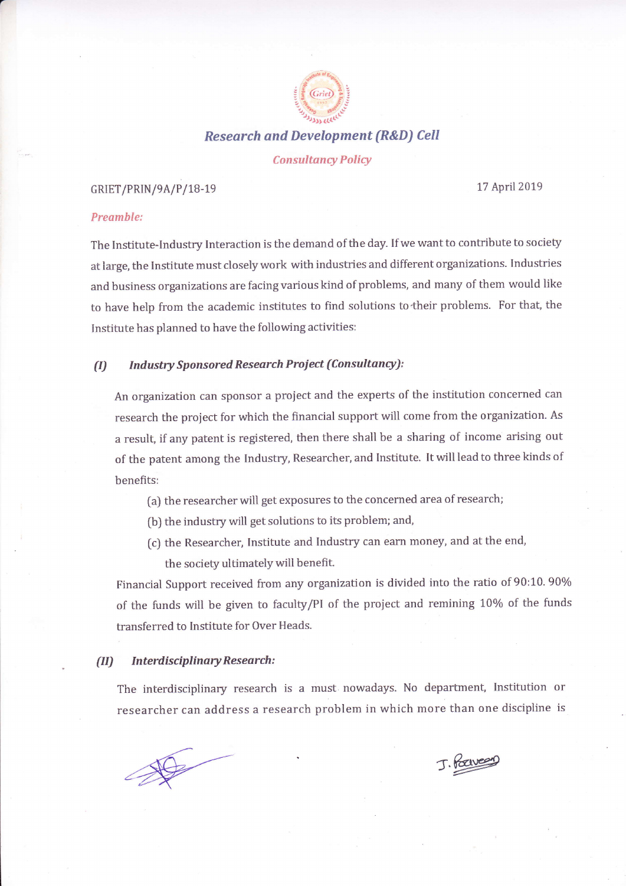## Research and Development (R&D) Cell

### Consultancy Policy

GRIET/PRIN/9A/P/18-19

17 April 2019

*Preamble:*

The Institute-Industry Interaction is the demand of the day. If we want to contribute to society at large, the Institute must closely work with industries and different organizations. Industries and business organizations are facing various kind of problems, and many of them would like to have help from the academic institutes to find solutions to their problems. For that, the Institute has planned to have the following activities:

### (I) Industry Sponsored Research Project (Consultancy):

An organization can sponsor a project and the experts of the institution concerned can research the project for which the financial support will come from the organization. As a result, if any patent is registered, then there shall be a sharing of income arising out of the patent among the Industry, Researcher, and Institute. It will lead to three kinds of benefits:

(a) the researcher will get exposures to the concerned area of research;

(b) the industry will get solutions to its problem; and,

(c) the Researcher, Institute and Industry can earn money, and at the end, the society ultimately will benefit.

Financial Support received from any organization is divided into the ratio of 90:10. 90% of the funds will be given to faculty/PI of the project and remining 10% of the funds transferred to Institute for Over Heads.

### (II) Interdisciplinary Research:

The interdisciplinary research is a must nowadays. No department, Institution or researcher can address a research problem in which more than one discipline is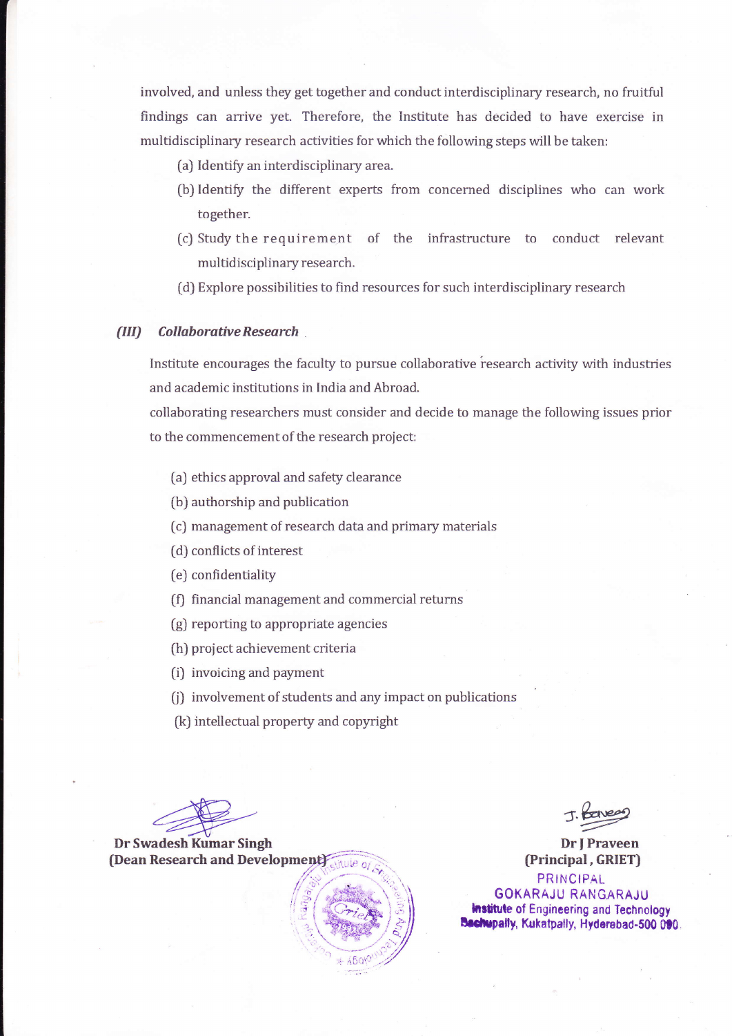involved, and unless they get together and conduct interdisciplinary research, no fruitful findings can arrive yet. Therefore, the Institute has decided to have exercise in multidisciplinary research activities for which the following steps will be taken:

(a) Identify an interdisciplinary area.

(b) Identify the different experts from concerned disciplines who can work together.

(c) Study the requirement of the infrastructure to conduct relevant multidisciplinary research.

(d) Explore possibilities to find resources for such interdisciplinary research

### *(III) Collaborative Research*

Institute encourages the faculty to pursue collaborative research activity with industries and academic institutions in India and Abroad.

collaborating researchers must consider and decide to manage the following issues prior to the commencement of the research project:

(a) ethics approval and safety clearance

(b) authorship and publication

(c) management of research data and primary materials

(d) conflicts of interest

(e) confidentiality

(f) financial management and commercial returns

(g) reporting to appropriate agencies

(h) project achievement criteria

(i) invoicing and payment

(j) involvement of students and any impact on publications

(k) intellectual property and copyright

**Dr Swadesh Kumar Singh**
**(Dean Research and Development)**

**Dr J Praveen**
**(Principal, GRIET)**

PRINCIPAL
GOKARAJU RANGARAJU
Institute of Engineering and Technology
Bachupally, Kukatpally, Hyderabad-500 090.